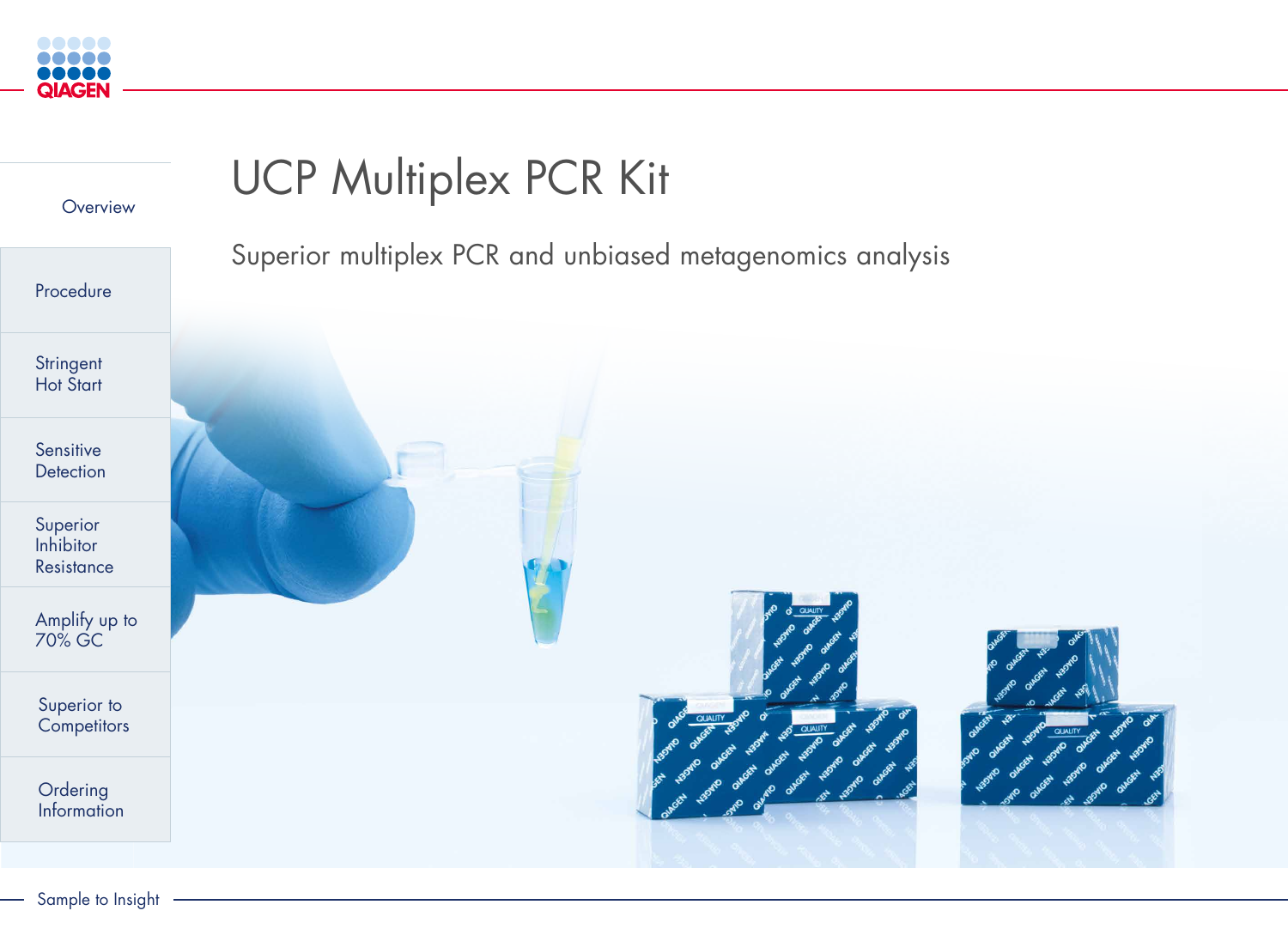# UCP Multiplex PCR Kit

Superior multiplex PCR and unbiased metagenomics analysis

- Overview
- Procedure
- Stringent Hot Start
- Sensitive Detection
- Superior Inhibitor Resistance
- Amplify up to 70% GC
- Superior to Competitors
- Ordering Information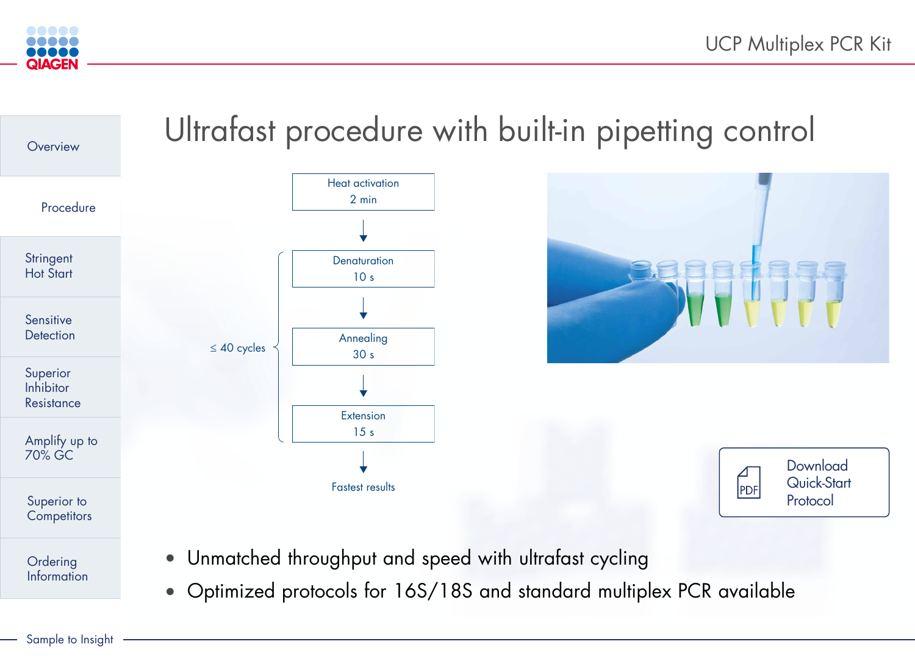# Ultrafast procedure with built-in pipetting control

Heat activation
2 min

≤ 40 cycles:

- Denaturation
  10 s
- Annealing
  30 s
- Extension
  15 s

Fastest results

Download Quick-Start Protocol

- Unmatched throughput and speed with ultrafast cycling
- Optimized protocols for 16S/18S and standard multiplex PCR available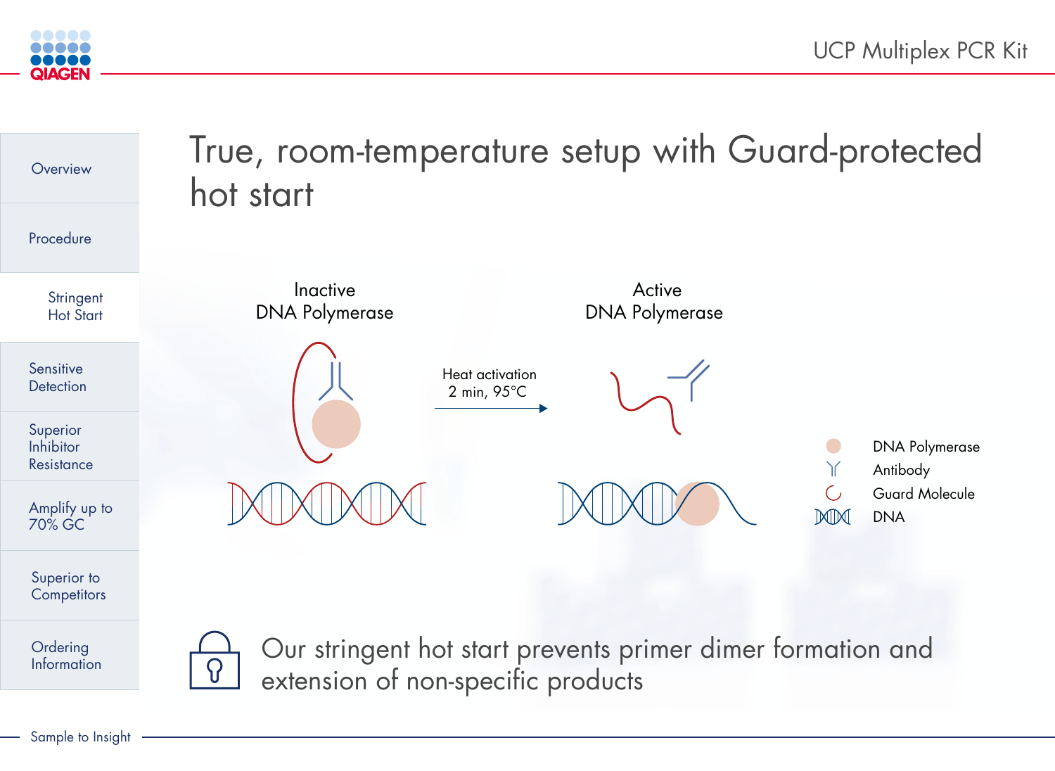# True, room-temperature setup with Guard-protected hot start

Inactive DNA Polymerase

Heat activation
2 min, 95°C

Active DNA Polymerase

- DNA Polymerase
- Antibody
- Guard Molecule
- DNA

Our stringent hot start prevents primer dimer formation and extension of non-specific products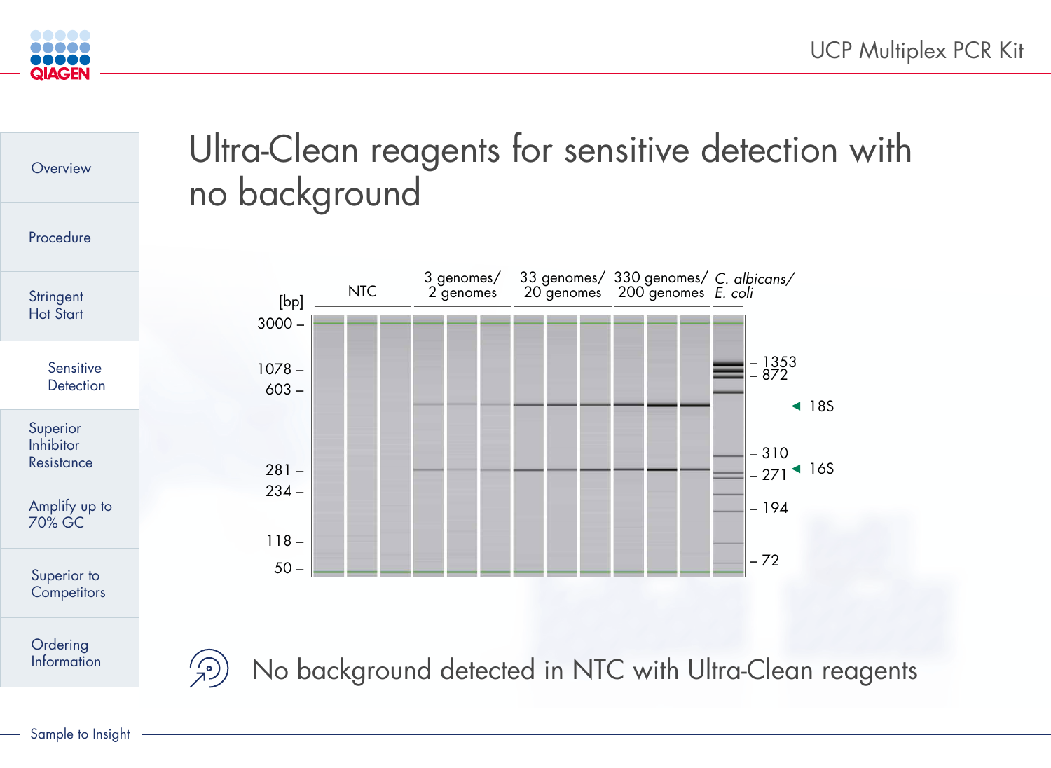# Ultra-Clean reagents for sensitive detection with no background

[bp]

| | NTC | 3 genomes/ 2 genomes | 33 genomes/ 20 genomes | 330 genomes/ 200 genomes | *C. albicans/ E. coli* |
|---|---|---|---|---|---|

3000 –
1078 –
603 –
281 –
234 –
118 –
50 –

– 1353
– 872
◄ 18S
– 310
– 271 ◄ 16S
– 194
– 72

No background detected in NTC with Ultra-Clean reagents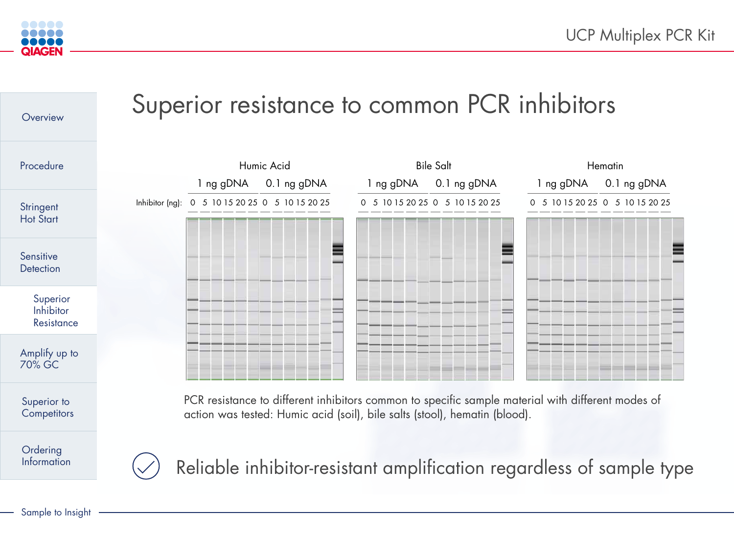# Superior resistance to common PCR inhibitors

| | Humic Acid | | Bile Salt | | Hematin | |
|---|---|---|---|---|---|---|
| | 1 ng gDNA | 0.1 ng gDNA | 1 ng gDNA | 0.1 ng gDNA | 1 ng gDNA | 0.1 ng gDNA |
| Inhibitor (ng): | 0 5 10 15 20 25 | 0 5 10 15 20 25 | 0 5 10 15 20 25 | 0 5 10 15 20 25 | 0 5 10 15 20 25 | 0 5 10 15 20 25 |

PCR resistance to different inhibitors common to specific sample material with different modes of action was tested: Humic acid (soil), bile salts (stool), hematin (blood).

Reliable inhibitor-resistant amplification regardless of sample type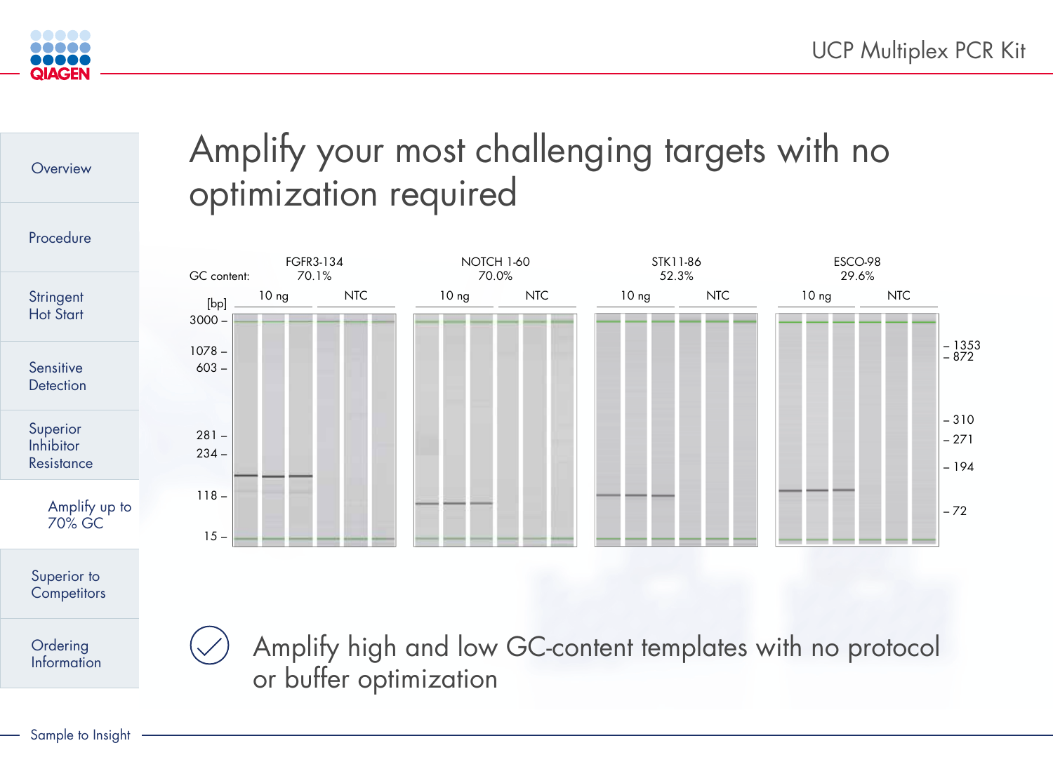# Amplify your most challenging targets with no optimization required

| GC content: | FGFR3-134 70.1% | | NOTCH 1-60 70.0% | | STK11-86 52.3% | | ESCO-98 29.6% | |
|---|---|---|---|---|---|---|---|---|
| | 10 ng | NTC | 10 ng | NTC | 10 ng | NTC | 10 ng | NTC |

[bp]: 3000, 1078, 603, 281, 234, 118, 15

1353, 872, 310, 271, 194, 72

Amplify high and low GC-content templates with no protocol or buffer optimization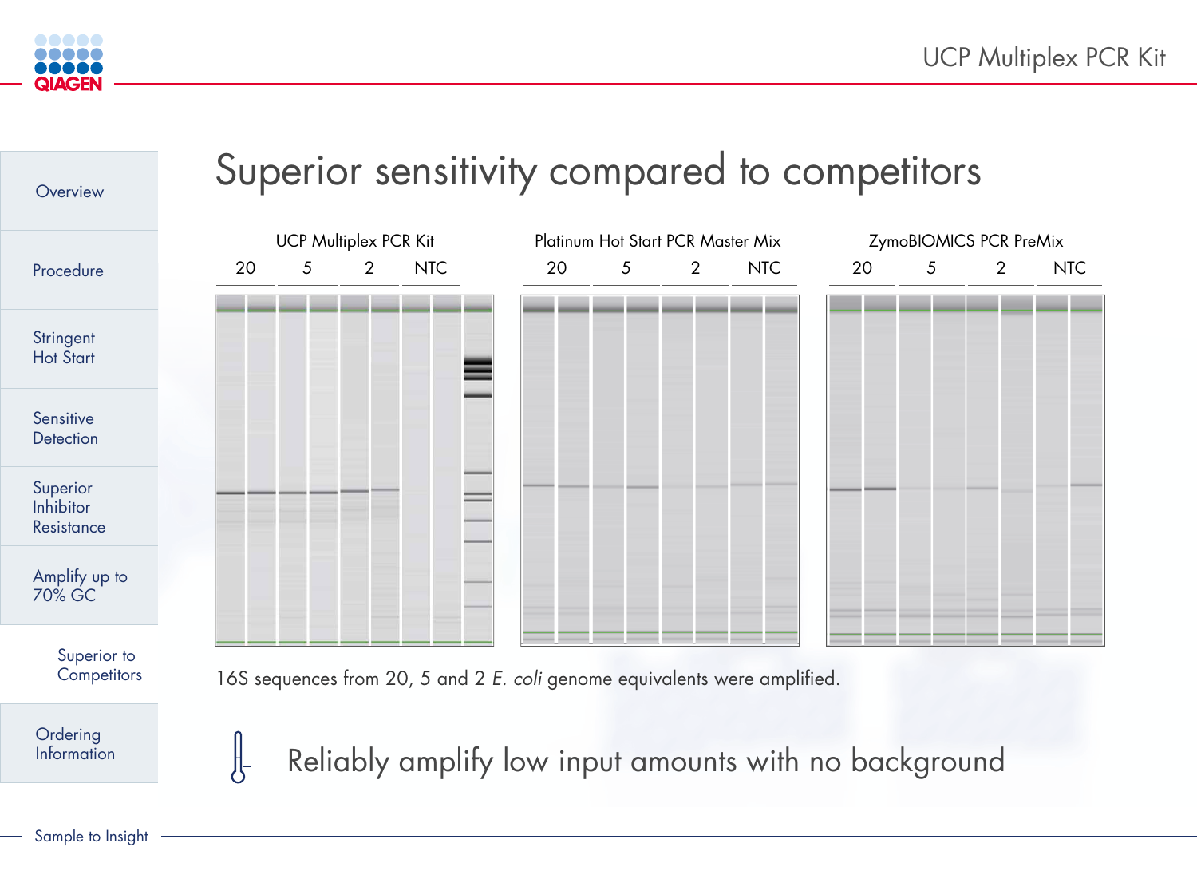# Superior sensitivity compared to competitors

| UCP Multiplex PCR Kit | | | | Platinum Hot Start PCR Master Mix | | | | ZymoBIOMICS PCR PreMix | | | |
|---|---|---|---|---|---|---|---|---|---|---|---|
| 20 | 5 | 2 | NTC | 20 | 5 | 2 | NTC | 20 | 5 | 2 | NTC |

16S sequences from 20, 5 and 2 *E. coli* genome equivalents were amplified.

Reliably amplify low input amounts with no background

- Overview
- Procedure
- Stringent Hot Start
- Sensitive Detection
- Superior Inhibitor Resistance
- Amplify up to 70% GC
- Superior to Competitors
- Ordering Information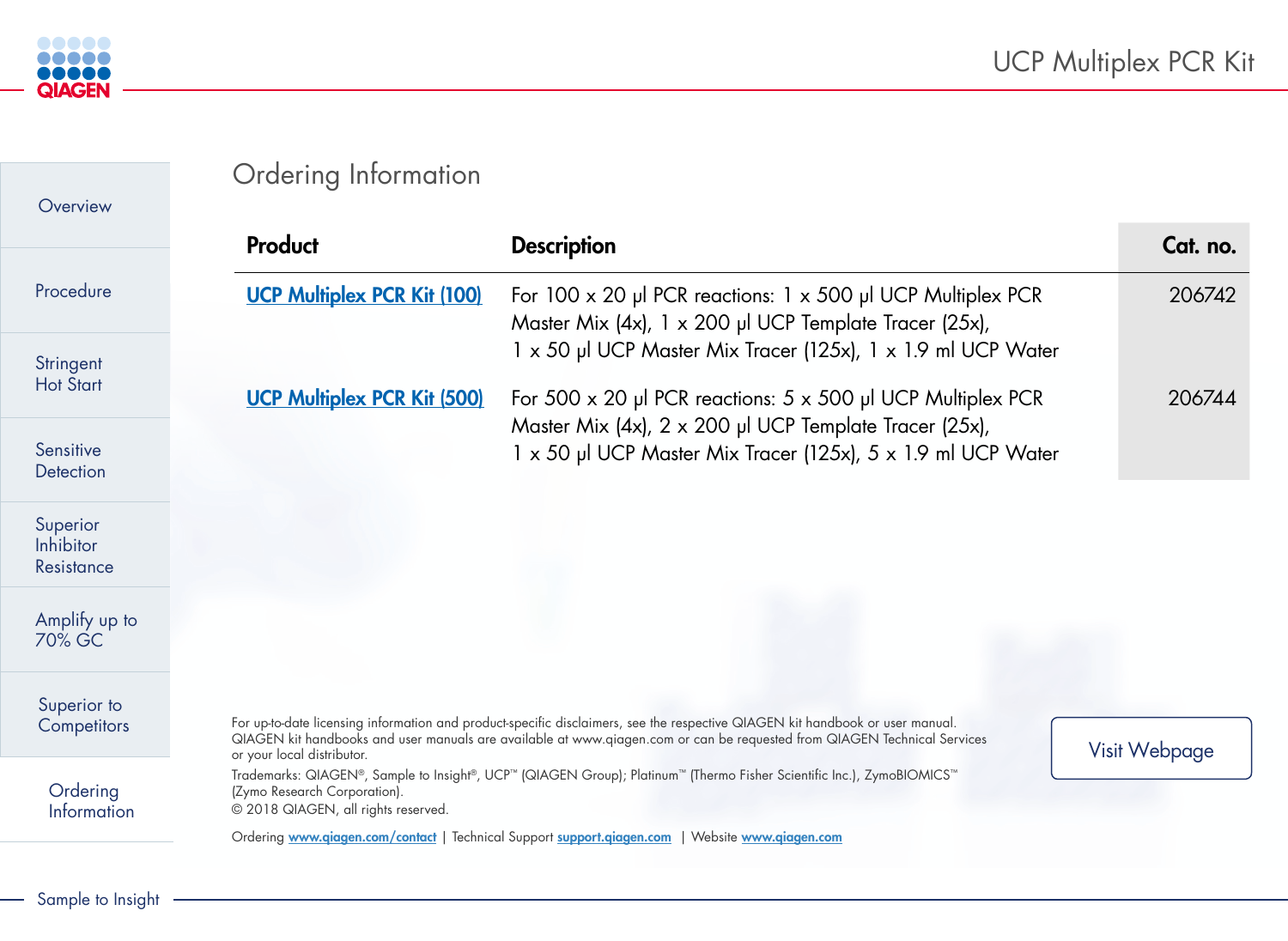## Ordering Information

| Product | Description | Cat. no. |
|---|---|---|
| UCP Multiplex PCR Kit (100) | For 100 x 20 µl PCR reactions: 1 x 500 µl UCP Multiplex PCR Master Mix (4x), 1 x 200 µl UCP Template Tracer (25x), 1 x 50 µl UCP Master Mix Tracer (125x), 1 x 1.9 ml UCP Water | 206742 |
| UCP Multiplex PCR Kit (500) | For 500 x 20 µl PCR reactions: 5 x 500 µl UCP Multiplex PCR Master Mix (4x), 2 x 200 µl UCP Template Tracer (25x), 1 x 50 µl UCP Master Mix Tracer (125x), 5 x 1.9 ml UCP Water | 206744 |

For up-to-date licensing information and product-specific disclaimers, see the respective QIAGEN kit handbook or user manual. QIAGEN kit handbooks and user manuals are available at www.qiagen.com or can be requested from QIAGEN Technical Services or your local distributor.

Trademarks: QIAGEN®, Sample to Insight®, UCP™ (QIAGEN Group); Platinum™ (Thermo Fisher Scientific Inc.), ZymoBIOMICS™ (Zymo Research Corporation).

© 2018 QIAGEN, all rights reserved.

Ordering www.qiagen.com/contact | Technical Support support.qiagen.com | Website www.qiagen.com

Visit Webpage